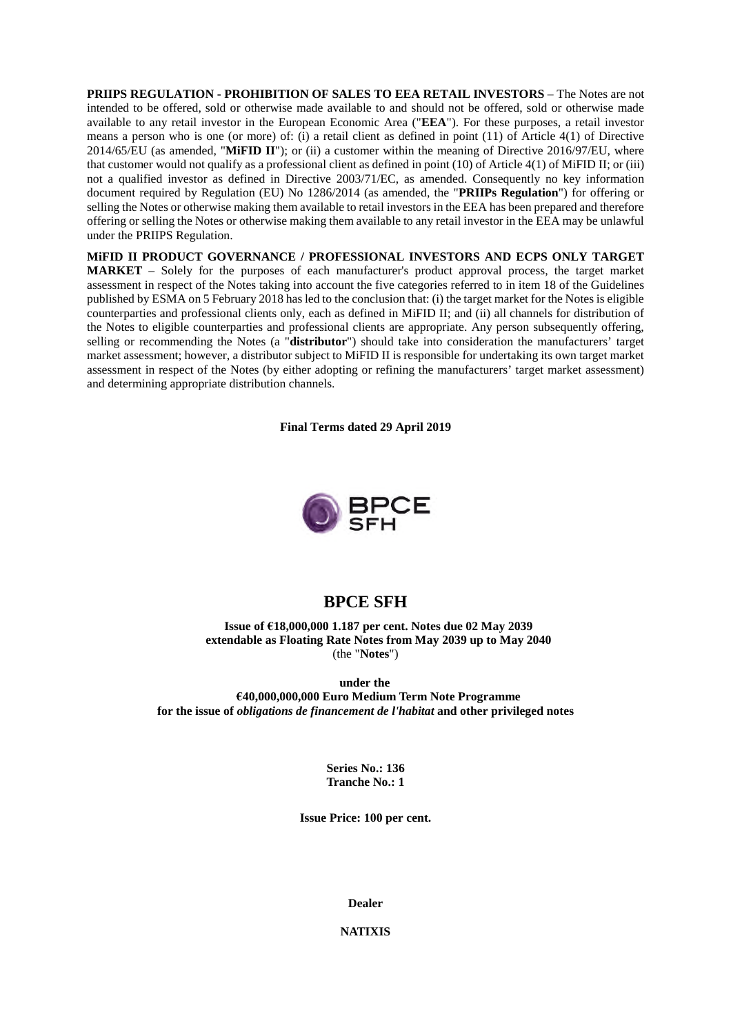**PRIIPS REGULATION - PROHIBITION OF SALES TO EEA RETAIL INVESTORS** – The Notes are not intended to be offered, sold or otherwise made available to and should not be offered, sold or otherwise made available to any retail investor in the European Economic Area ("**EEA**"). For these purposes, a retail investor means a person who is one (or more) of: (i) a retail client as defined in point (11) of Article 4(1) of Directive 2014/65/EU (as amended, "**MiFID II**"); or (ii) a customer within the meaning of Directive 2016/97/EU, where that customer would not qualify as a professional client as defined in point (10) of Article 4(1) of MiFID II; or (iii) not a qualified investor as defined in Directive 2003/71/EC, as amended. Consequently no key information document required by Regulation (EU) No 1286/2014 (as amended, the "**PRIIPs Regulation**") for offering or selling the Notes or otherwise making them available to retail investors in the EEA has been prepared and therefore offering or selling the Notes or otherwise making them available to any retail investor in the EEA may be unlawful under the PRIIPS Regulation.

**MiFID II PRODUCT GOVERNANCE / PROFESSIONAL INVESTORS AND ECPS ONLY TARGET MARKET** – Solely for the purposes of each manufacturer's product approval process, the target market assessment in respect of the Notes taking into account the five categories referred to in item 18 of the Guidelines published by ESMA on 5 February 2018 has led to the conclusion that: (i) the target market for the Notes is eligible counterparties and professional clients only, each as defined in MiFID II; and (ii) all channels for distribution of the Notes to eligible counterparties and professional clients are appropriate. Any person subsequently offering, selling or recommending the Notes (a "**distributor**") should take into consideration the manufacturers' target market assessment; however, a distributor subject to MiFID II is responsible for undertaking its own target market assessment in respect of the Notes (by either adopting or refining the manufacturers' target market assessment) and determining appropriate distribution channels.

**Final Terms dated 29 April 2019**

BPCE SFH

# BPCE SFH

**Issue of €18,000,000 1.187 per cent. Notes due 02 May 2039**
**extendable as Floating Rate Notes from May 2039 up to May 2040**
(the "**Notes**")

**under the**
**€40,000,000,000 Euro Medium Term Note Programme**
**for the issue of *obligations de financement de l'habitat* and other privileged notes**

**Series No.: 136**
**Tranche No.: 1**

**Issue Price: 100 per cent.**

**Dealer**

**NATIXIS**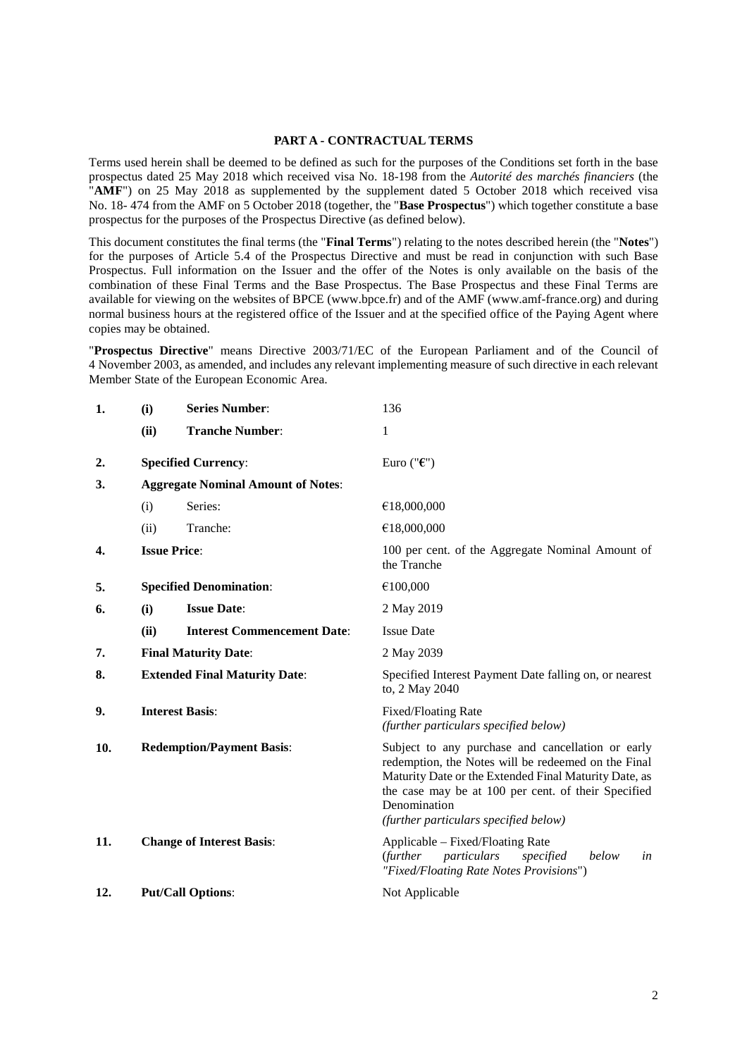## PART A - CONTRACTUAL TERMS

Terms used herein shall be deemed to be defined as such for the purposes of the Conditions set forth in the base prospectus dated 25 May 2018 which received visa No. 18-198 from the *Autorité des marchés financiers* (the "**AMF**") on 25 May 2018 as supplemented by the supplement dated 5 October 2018 which received visa No. 18- 474 from the AMF on 5 October 2018 (together, the "**Base Prospectus**") which together constitute a base prospectus for the purposes of the Prospectus Directive (as defined below).

This document constitutes the final terms (the "**Final Terms**") relating to the notes described herein (the "**Notes**") for the purposes of Article 5.4 of the Prospectus Directive and must be read in conjunction with such Base Prospectus. Full information on the Issuer and the offer of the Notes is only available on the basis of the combination of these Final Terms and the Base Prospectus. The Base Prospectus and these Final Terms are available for viewing on the websites of BPCE (www.bpce.fr) and of the AMF (www.amf-france.org) and during normal business hours at the registered office of the Issuer and at the specified office of the Paying Agent where copies may be obtained.

"**Prospectus Directive**" means Directive 2003/71/EC of the European Parliament and of the Council of 4 November 2003, as amended, and includes any relevant implementing measure of such directive in each relevant Member State of the European Economic Area.

| | | | |
|---|---|---|---|
| **1.** | **(i)** | **Series Number**: | 136 |
| | **(ii)** | **Tranche Number**: | 1 |
| **2.** | | **Specified Currency**: | Euro ("**€**") |
| **3.** | | **Aggregate Nominal Amount of Notes**: | |
| | (i) | Series: | €18,000,000 |
| | (ii) | Tranche: | €18,000,000 |
| **4.** | | **Issue Price**: | 100 per cent. of the Aggregate Nominal Amount of the Tranche |
| **5.** | | **Specified Denomination**: | €100,000 |
| **6.** | **(i)** | **Issue Date**: | 2 May 2019 |
| | **(ii)** | **Interest Commencement Date**: | Issue Date |
| **7.** | | **Final Maturity Date**: | 2 May 2039 |
| **8.** | | **Extended Final Maturity Date**: | Specified Interest Payment Date falling on, or nearest to, 2 May 2040 |
| **9.** | | **Interest Basis**: | Fixed/Floating Rate *(further particulars specified below)* |
| **10.** | | **Redemption/Payment Basis**: | Subject to any purchase and cancellation or early redemption, the Notes will be redeemed on the Final Maturity Date or the Extended Final Maturity Date, as the case may be at 100 per cent. of their Specified Denomination *(further particulars specified below)* |
| **11.** | | **Change of Interest Basis**: | Applicable – Fixed/Floating Rate (*further particulars specified below in "Fixed/Floating Rate Notes Provisions"*) |
| **12.** | | **Put/Call Options**: | Not Applicable |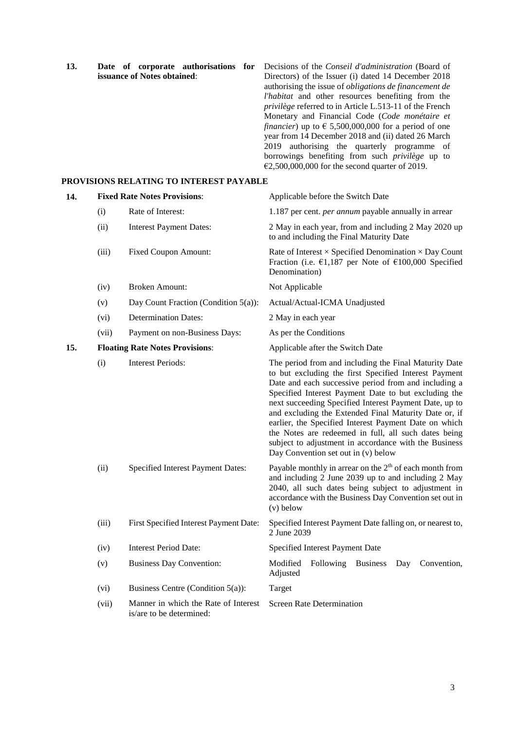| | | | |
|---|---|---|---|
| **13.** | **Date of corporate authorisations for issuance of Notes obtained**: | | Decisions of the *Conseil d'administration* (Board of Directors) of the Issuer (i) dated 14 December 2018 authorising the issue of *obligations de financement de l'habitat* and other resources benefiting from the *privilège* referred to in Article L.513-11 of the French Monetary and Financial Code (*Code monétaire et financier*) up to € 5,500,000,000 for a period of one year from 14 December 2018 and (ii) dated 26 March 2019 authorising the quarterly programme of borrowings benefiting from such *privilège* up to €2,500,000,000 for the second quarter of 2019. |

## PROVISIONS RELATING TO INTEREST PAYABLE

| | | | |
|---|---|---|---|
| **14.** | **Fixed Rate Notes Provisions**: | | Applicable before the Switch Date |
| | (i) | Rate of Interest: | 1.187 per cent. *per annum* payable annually in arrear |
| | (ii) | Interest Payment Dates: | 2 May in each year, from and including 2 May 2020 up to and including the Final Maturity Date |
| | (iii) | Fixed Coupon Amount: | Rate of Interest × Specified Denomination × Day Count Fraction (i.e. €1,187 per Note of €100,000 Specified Denomination) |
| | (iv) | Broken Amount: | Not Applicable |
| | (v) | Day Count Fraction (Condition 5(a)): | Actual/Actual-ICMA Unadjusted |
| | (vi) | Determination Dates: | 2 May in each year |
| | (vii) | Payment on non-Business Days: | As per the Conditions |
| **15.** | **Floating Rate Notes Provisions**: | | Applicable after the Switch Date |
| | (i) | Interest Periods: | The period from and including the Final Maturity Date to but excluding the first Specified Interest Payment Date and each successive period from and including a Specified Interest Payment Date to but excluding the next succeeding Specified Interest Payment Date, up to and excluding the Extended Final Maturity Date or, if earlier, the Specified Interest Payment Date on which the Notes are redeemed in full, all such dates being subject to adjustment in accordance with the Business Day Convention set out in (v) below |
| | (ii) | Specified Interest Payment Dates: | Payable monthly in arrear on the 2[th] of each month from and including 2 June 2039 up to and including 2 May 2040, all such dates being subject to adjustment in accordance with the Business Day Convention set out in (v) below |
| | (iii) | First Specified Interest Payment Date: | Specified Interest Payment Date falling on, or nearest to, 2 June 2039 |
| | (iv) | Interest Period Date: | Specified Interest Payment Date |
| | (v) | Business Day Convention: | Modified Following Business Day Convention, Adjusted |
| | (vi) | Business Centre (Condition 5(a)): | Target |
| | (vii) | Manner in which the Rate of Interest is/are to be determined: | Screen Rate Determination |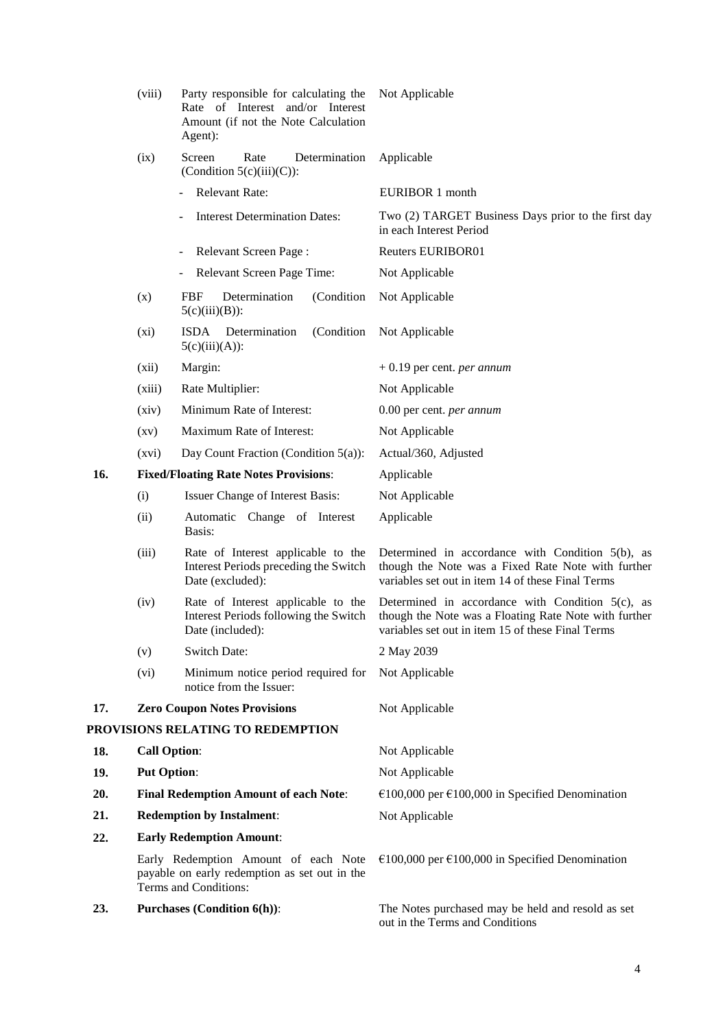| | | | |
|---|---|---|---|
| | (viii) | Party responsible for calculating the Rate of Interest and/or Interest Amount (if not the Note Calculation Agent): | Not Applicable |
| | (ix) | Screen Rate Determination (Condition 5(c)(iii)(C)): | Applicable |
| | | - Relevant Rate: | EURIBOR 1 month |
| | | - Interest Determination Dates: | Two (2) TARGET Business Days prior to the first day in each Interest Period |
| | | - Relevant Screen Page : | Reuters EURIBOR01 |
| | | - Relevant Screen Page Time: | Not Applicable |
| | (x) | FBF Determination (Condition 5(c)(iii)(B)): | Not Applicable |
| | (xi) | ISDA Determination (Condition 5(c)(iii)(A)): | Not Applicable |
| | (xii) | Margin: | + 0.19 per cent. *per annum* |
| | (xiii) | Rate Multiplier: | Not Applicable |
| | (xiv) | Minimum Rate of Interest: | 0.00 per cent. *per annum* |
| | (xv) | Maximum Rate of Interest: | Not Applicable |
| | (xvi) | Day Count Fraction (Condition 5(a)): | Actual/360, Adjusted |
| **16.** | **Fixed/Floating Rate Notes Provisions**: | | Applicable |
| | (i) | Issuer Change of Interest Basis: | Not Applicable |
| | (ii) | Automatic Change of Interest Basis: | Applicable |
| | (iii) | Rate of Interest applicable to the Interest Periods preceding the Switch Date (excluded): | Determined in accordance with Condition 5(b), as though the Note was a Fixed Rate Note with further variables set out in item 14 of these Final Terms |
| | (iv) | Rate of Interest applicable to the Interest Periods following the Switch Date (included): | Determined in accordance with Condition 5(c), as though the Note was a Floating Rate Note with further variables set out in item 15 of these Final Terms |
| | (v) | Switch Date: | 2 May 2039 |
| | (vi) | Minimum notice period required for notice from the Issuer: | Not Applicable |
| **17.** | **Zero Coupon Notes Provisions** | | Not Applicable |

**PROVISIONS RELATING TO REDEMPTION**

| | | |
|---|---|---|
| **18.** | **Call Option**: | Not Applicable |
| **19.** | **Put Option**: | Not Applicable |
| **20.** | **Final Redemption Amount of each Note**: | €100,000 per €100,000 in Specified Denomination |
| **21.** | **Redemption by Instalment**: | Not Applicable |
| **22.** | **Early Redemption Amount**: | |
| | Early Redemption Amount of each Note payable on early redemption as set out in the Terms and Conditions: | €100,000 per €100,000 in Specified Denomination |
| **23.** | **Purchases (Condition 6(h))**: | The Notes purchased may be held and resold as set out in the Terms and Conditions |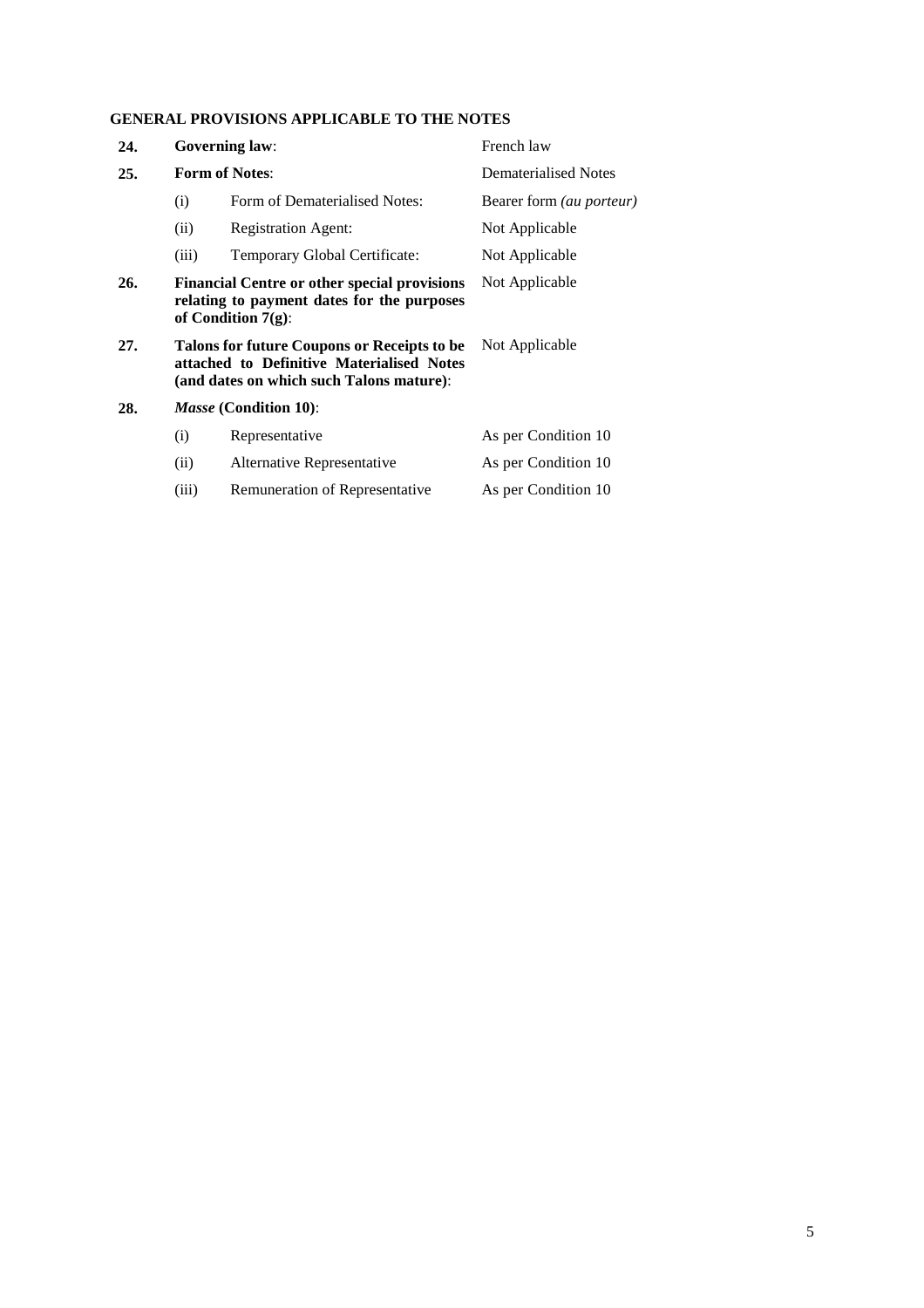**GENERAL PROVISIONS APPLICABLE TO THE NOTES**

| | | | |
|---|---|---|---|
| **24.** | **Governing law**: | | French law |
| **25.** | **Form of Notes**: | | Dematerialised Notes |
| | (i) | Form of Dematerialised Notes: | Bearer form *(au porteur)* |
| | (ii) | Registration Agent: | Not Applicable |
| | (iii) | Temporary Global Certificate: | Not Applicable |
| **26.** | **Financial Centre or other special provisions relating to payment dates for the purposes of Condition 7(g)**: | | Not Applicable |
| **27.** | **Talons for future Coupons or Receipts to be attached to Definitive Materialised Notes (and dates on which such Talons mature)**: | | Not Applicable |
| **28.** | ***Masse* (Condition 10)**: | | |
| | (i) | Representative | As per Condition 10 |
| | (ii) | Alternative Representative | As per Condition 10 |
| | (iii) | Remuneration of Representative | As per Condition 10 |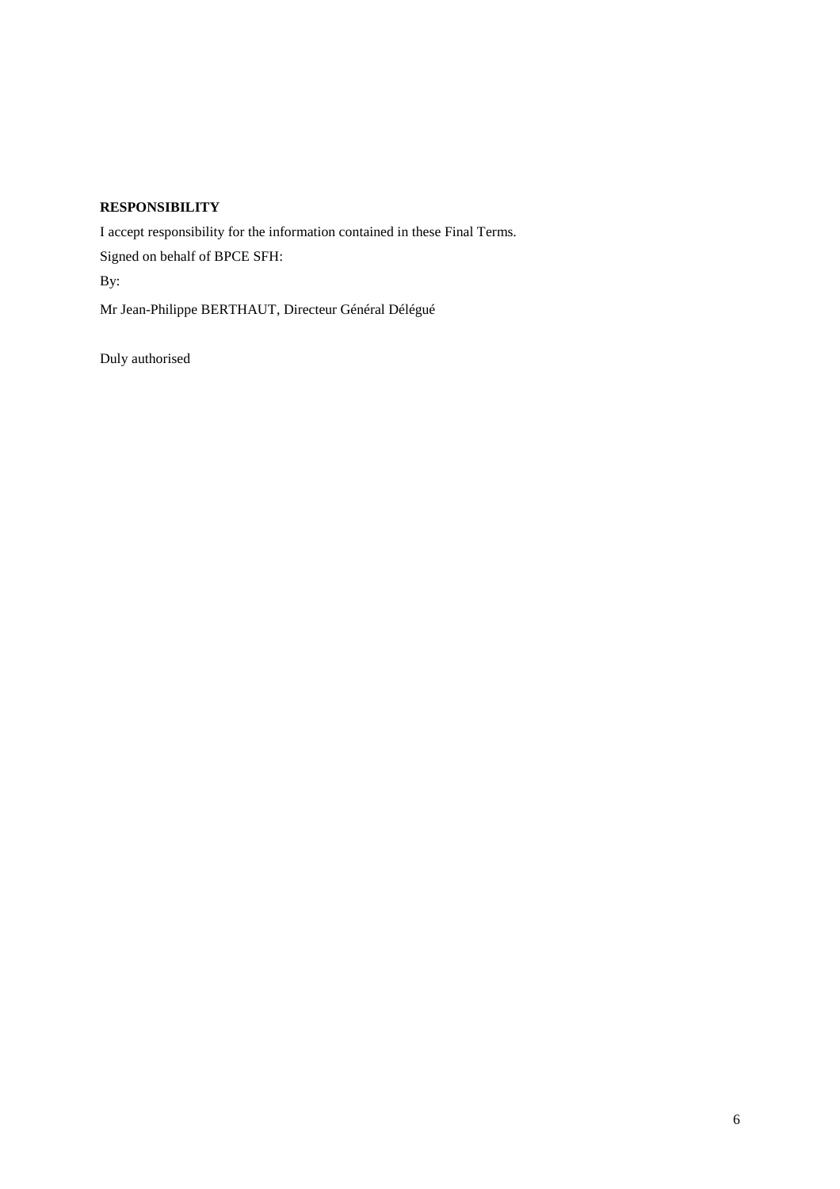**RESPONSIBILITY**

I accept responsibility for the information contained in these Final Terms.

Signed on behalf of BPCE SFH:

By:

Mr Jean-Philippe BERTHAUT, Directeur Général Délégué

Duly authorised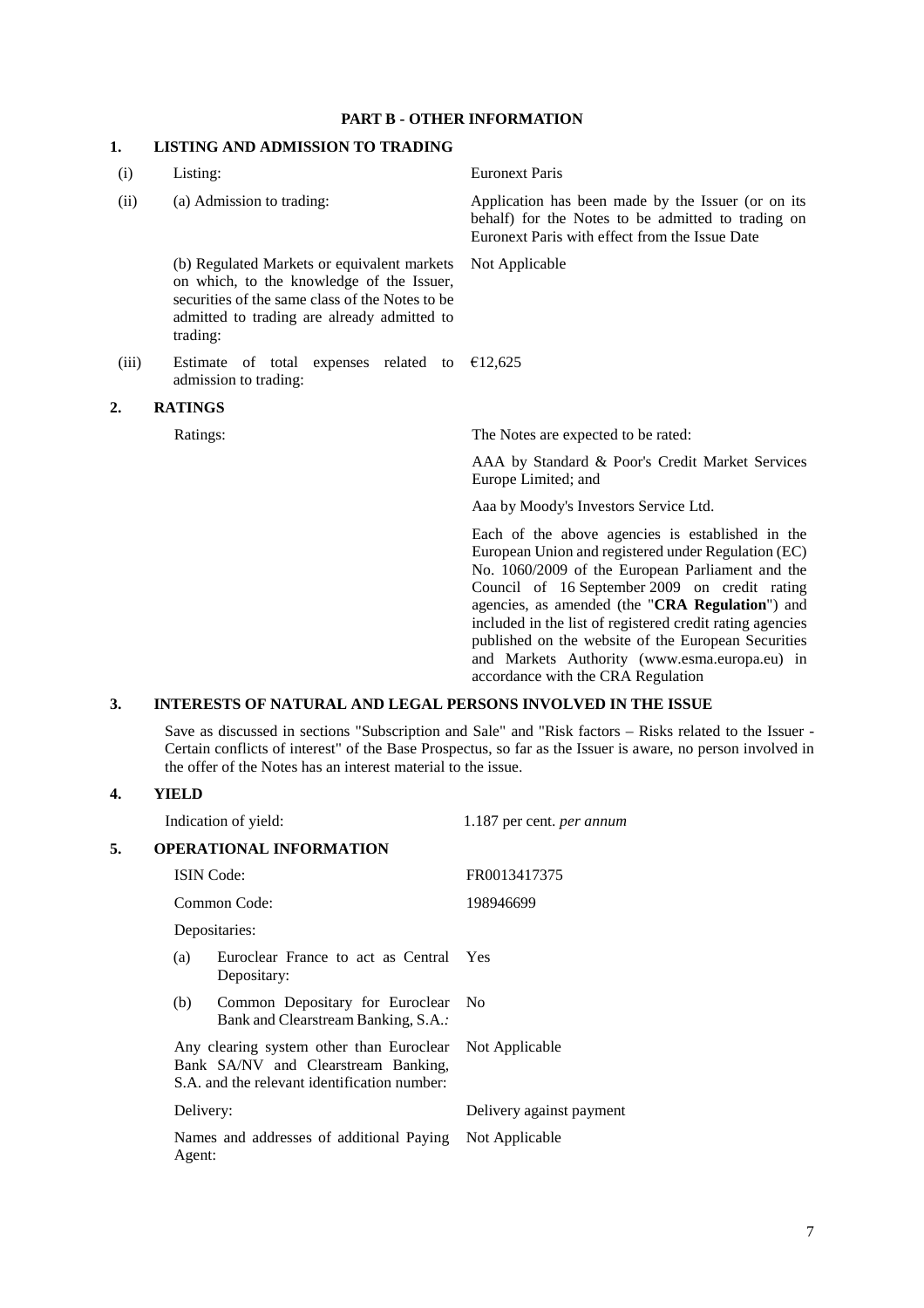## PART B - OTHER INFORMATION

### 1. LISTING AND ADMISSION TO TRADING

| | | |
|---|---|---|
| (i) | Listing: | Euronext Paris |
| (ii) | (a) Admission to trading: | Application has been made by the Issuer (or on its behalf) for the Notes to be admitted to trading on Euronext Paris with effect from the Issue Date |
| | (b) Regulated Markets or equivalent markets on which, to the knowledge of the Issuer, securities of the same class of the Notes to be admitted to trading are already admitted to trading: | Not Applicable |
| (iii) | Estimate of total expenses related to admission to trading: | €12,625 |

### 2. RATINGS

| | |
|---|---|
| Ratings: | The Notes are expected to be rated: |
| | AAA by Standard & Poor's Credit Market Services Europe Limited; and |
| | Aaa by Moody's Investors Service Ltd. |
| | Each of the above agencies is established in the European Union and registered under Regulation (EC) No. 1060/2009 of the European Parliament and the Council of 16 September 2009 on credit rating agencies, as amended (the "**CRA Regulation**") and included in the list of registered credit rating agencies published on the website of the European Securities and Markets Authority (www.esma.europa.eu) in accordance with the CRA Regulation |

### 3. INTERESTS OF NATURAL AND LEGAL PERSONS INVOLVED IN THE ISSUE

Save as discussed in sections "Subscription and Sale" and "Risk factors – Risks related to the Issuer - Certain conflicts of interest" of the Base Prospectus, so far as the Issuer is aware, no person involved in the offer of the Notes has an interest material to the issue.

### 4. YIELD

| | |
|---|---|
| Indication of yield: | 1.187 per cent. *per annum* |

### 5. OPERATIONAL INFORMATION

| | |
|---|---|
| ISIN Code: | FR0013417375 |
| Common Code: | 198946699 |
| Depositaries: | |
| (a) Euroclear France to act as Central Depositary: | Yes |
| (b) Common Depositary for Euroclear Bank and Clearstream Banking, S.A.: | No |
| Any clearing system other than Euroclear Bank SA/NV and Clearstream Banking, S.A. and the relevant identification number: | Not Applicable |
| Delivery: | Delivery against payment |
| Names and addresses of additional Paying Agent: | Not Applicable |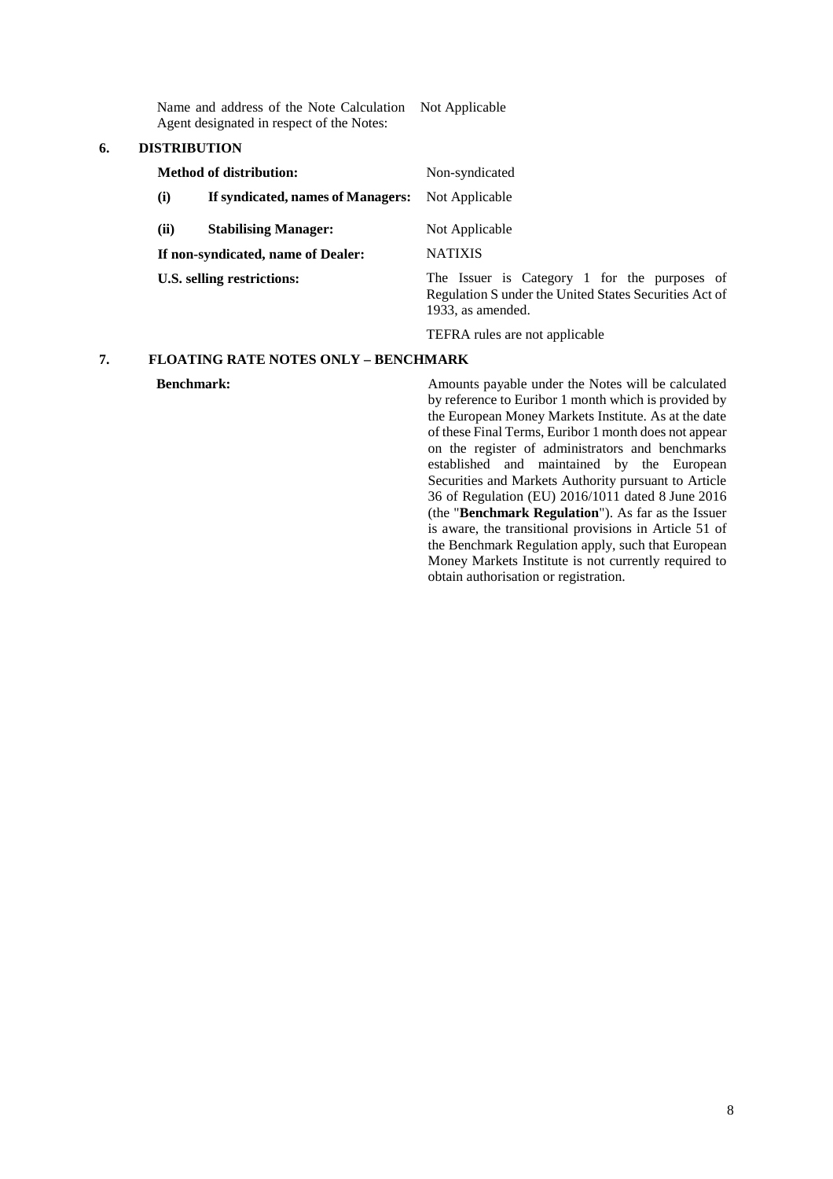| | |
|---|---|
| Name and address of the Note Calculation Agent designated in respect of the Notes: | Not Applicable |

## 6. DISTRIBUTION

| | |
|---|---|
| **Method of distribution:** | Non-syndicated |
| **(i) If syndicated, names of Managers:** | Not Applicable |
| **(ii) Stabilising Manager:** | Not Applicable |
| **If non-syndicated, name of Dealer:** | NATIXIS |
| **U.S. selling restrictions:** | The Issuer is Category 1 for the purposes of Regulation S under the United States Securities Act of 1933, as amended. |
| | TEFRA rules are not applicable |

## 7. FLOATING RATE NOTES ONLY – BENCHMARK

| | |
|---|---|
| **Benchmark:** | Amounts payable under the Notes will be calculated by reference to Euribor 1 month which is provided by the European Money Markets Institute. As at the date of these Final Terms, Euribor 1 month does not appear on the register of administrators and benchmarks established and maintained by the European Securities and Markets Authority pursuant to Article 36 of Regulation (EU) 2016/1011 dated 8 June 2016 (the "**Benchmark Regulation**"). As far as the Issuer is aware, the transitional provisions in Article 51 of the Benchmark Regulation apply, such that European Money Markets Institute is not currently required to obtain authorisation or registration. |